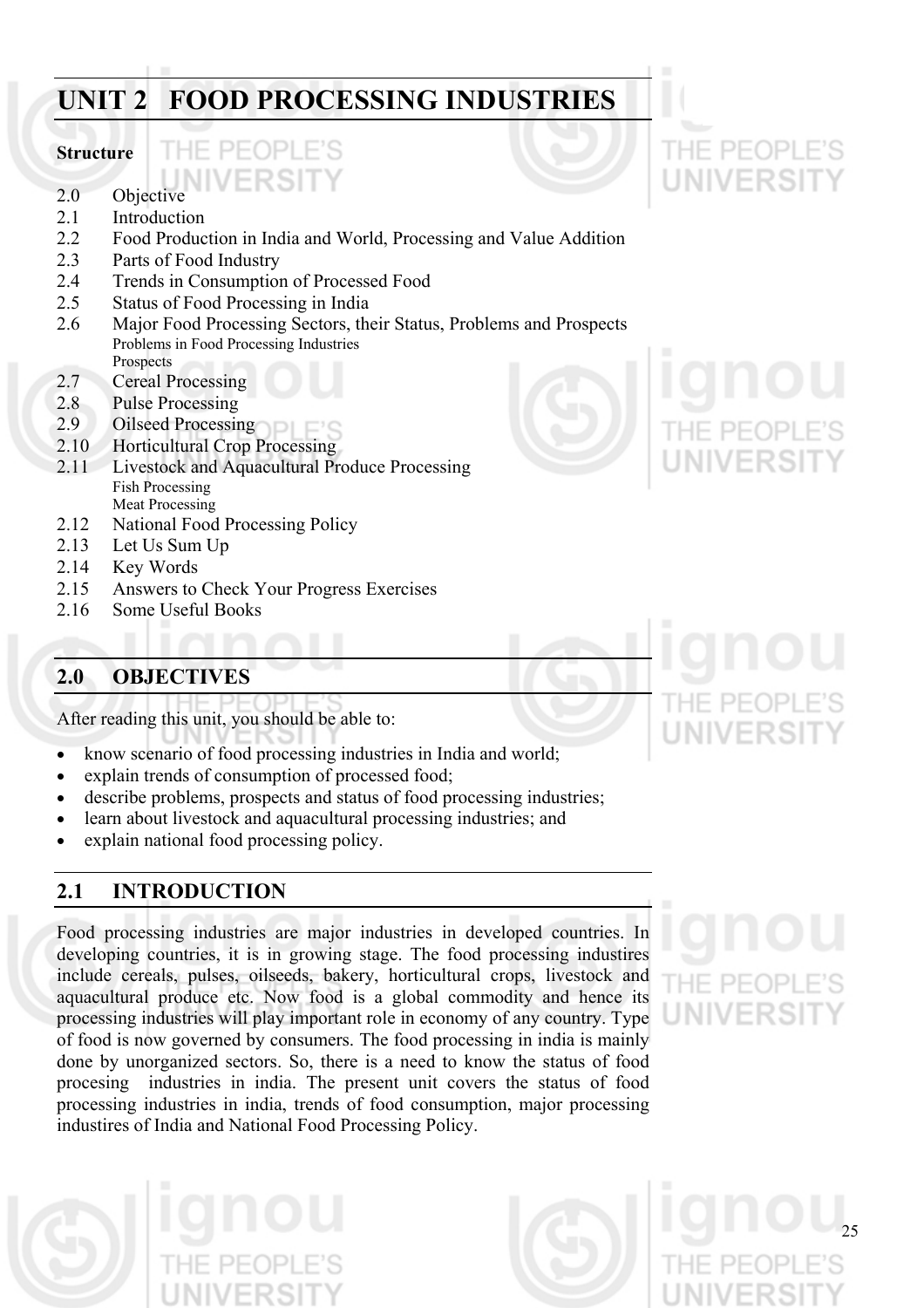# UNIT 2 FOOD PROCESSING INDUSTRIES

**Structure**

2.0 Objective
2.1 Introduction
2.2 Food Production in India and World, Processing and Value Addition
2.3 Parts of Food Industry
2.4 Trends in Consumption of Processed Food
2.5 Status of Food Processing in India
2.6 Major Food Processing Sectors, their Status, Problems and Prospects
    Problems in Food Processing Industries
    Prospects
2.7 Cereal Processing
2.8 Pulse Processing
2.9 Oilseed Processing
2.10 Horticultural Crop Processing
2.11 Livestock and Aquacultural Produce Processing
    Fish Processing
    Meat Processing
2.12 National Food Processing Policy
2.13 Let Us Sum Up
2.14 Key Words
2.15 Answers to Check Your Progress Exercises
2.16 Some Useful Books

## 2.0 OBJECTIVES

After reading this unit, you should be able to:

- know scenario of food processing industries in India and world;
- explain trends of consumption of processed food;
- describe problems, prospects and status of food processing industries;
- learn about livestock and aquacultural processing industries; and
- explain national food processing policy.

## 2.1 INTRODUCTION

Food processing industries are major industries in developed countries. In developing countries, it is in growing stage. The food processing industires include cereals, pulses, oilseeds, bakery, horticultural crops, livestock and aquacultural produce etc. Now food is a global commodity and hence its processing industries will play important role in economy of any country. Type of food is now governed by consumers. The food processing in india is mainly done by unorganized sectors. So, there is a need to know the status of food procesing industries in india. The present unit covers the status of food processing industries in india, trends of food consumption, major processing industires of India and National Food Processing Policy.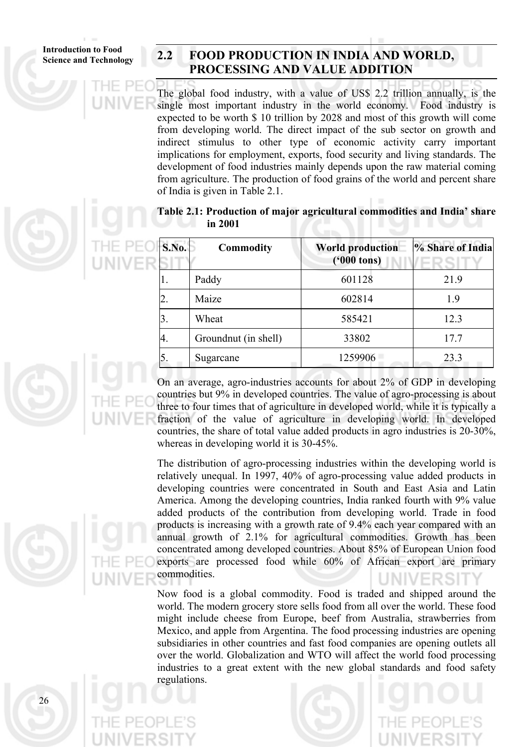## 2.2 FOOD PRODUCTION IN INDIA AND WORLD, PROCESSING AND VALUE ADDITION

The global food industry, with a value of US$ 2.2 trillion annually, is the single most important industry in the world economy. Food industry is expected to be worth $ 10 trillion by 2028 and most of this growth will come from developing world. The direct impact of the sub sector on growth and indirect stimulus to other type of economic activity carry important implications for employment, exports, food security and living standards. The development of food industries mainly depends upon the raw material coming from agriculture. The production of food grains of the world and percent share of India is given in Table 2.1.

**Table 2.1: Production of major agricultural commodities and India' share in 2001**

| S.No. | Commodity | World production ('000 tons) | % Share of India |
|---|---|---|---|
| 1. | Paddy | 601128 | 21.9 |
| 2. | Maize | 602814 | 1.9 |
| 3. | Wheat | 585421 | 12.3 |
| 4. | Groundnut (in shell) | 33802 | 17.7 |
| 5. | Sugarcane | 1259906 | 23.3 |

On an average, agro-industries accounts for about 2% of GDP in developing countries but 9% in developed countries. The value of agro-processing is about three to four times that of agriculture in developed world, while it is typically a fraction of the value of agriculture in developing world. In developed countries, the share of total value added products in agro industries is 20-30%, whereas in developing world it is 30-45%.

The distribution of agro-processing industries within the developing world is relatively unequal. In 1997, 40% of agro-processing value added products in developing countries were concentrated in South and East Asia and Latin America. Among the developing countries, India ranked fourth with 9% value added products of the contribution from developing world. Trade in food products is increasing with a growth rate of 9.4% each year compared with an annual growth of 2.1% for agricultural commodities. Growth has been concentrated among developed countries. About 85% of European Union food exports are processed food while 60% of African export are primary commodities.

Now food is a global commodity. Food is traded and shipped around the world. The modern grocery store sells food from all over the world. These food might include cheese from Europe, beef from Australia, strawberries from Mexico, and apple from Argentina. The food processing industries are opening subsidiaries in other countries and fast food companies are opening outlets all over the world. Globalization and WTO will affect the world food processing industries to a great extent with the new global standards and food safety regulations.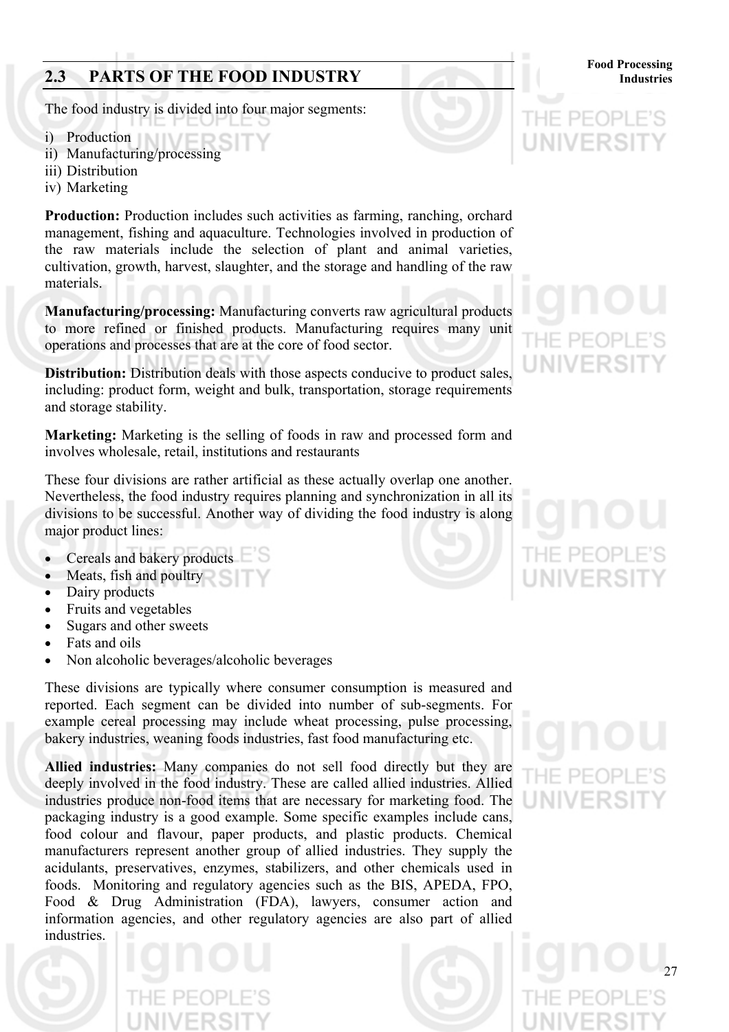## 2.3 PARTS OF THE FOOD INDUSTRY

The food industry is divided into four major segments:

i) Production
ii) Manufacturing/processing
iii) Distribution
iv) Marketing

**Production:** Production includes such activities as farming, ranching, orchard management, fishing and aquaculture. Technologies involved in production of the raw materials include the selection of plant and animal varieties, cultivation, growth, harvest, slaughter, and the storage and handling of the raw materials.

**Manufacturing/processing:** Manufacturing converts raw agricultural products to more refined or finished products. Manufacturing requires many unit operations and processes that are at the core of food sector.

**Distribution:** Distribution deals with those aspects conducive to product sales, including: product form, weight and bulk, transportation, storage requirements and storage stability.

**Marketing:** Marketing is the selling of foods in raw and processed form and involves wholesale, retail, institutions and restaurants

These four divisions are rather artificial as these actually overlap one another. Nevertheless, the food industry requires planning and synchronization in all its divisions to be successful. Another way of dividing the food industry is along major product lines:

- Cereals and bakery products
- Meats, fish and poultry
- Dairy products
- Fruits and vegetables
- Sugars and other sweets
- Fats and oils
- Non alcoholic beverages/alcoholic beverages

These divisions are typically where consumer consumption is measured and reported. Each segment can be divided into number of sub-segments. For example cereal processing may include wheat processing, pulse processing, bakery industries, weaning foods industries, fast food manufacturing etc.

**Allied industries:** Many companies do not sell food directly but they are deeply involved in the food industry. These are called allied industries. Allied industries produce non-food items that are necessary for marketing food. The packaging industry is a good example. Some specific examples include cans, food colour and flavour, paper products, and plastic products. Chemical manufacturers represent another group of allied industries. They supply the acidulants, preservatives, enzymes, stabilizers, and other chemicals used in foods. Monitoring and regulatory agencies such as the BIS, APEDA, FPO, Food & Drug Administration (FDA), lawyers, consumer action and information agencies, and other regulatory agencies are also part of allied industries.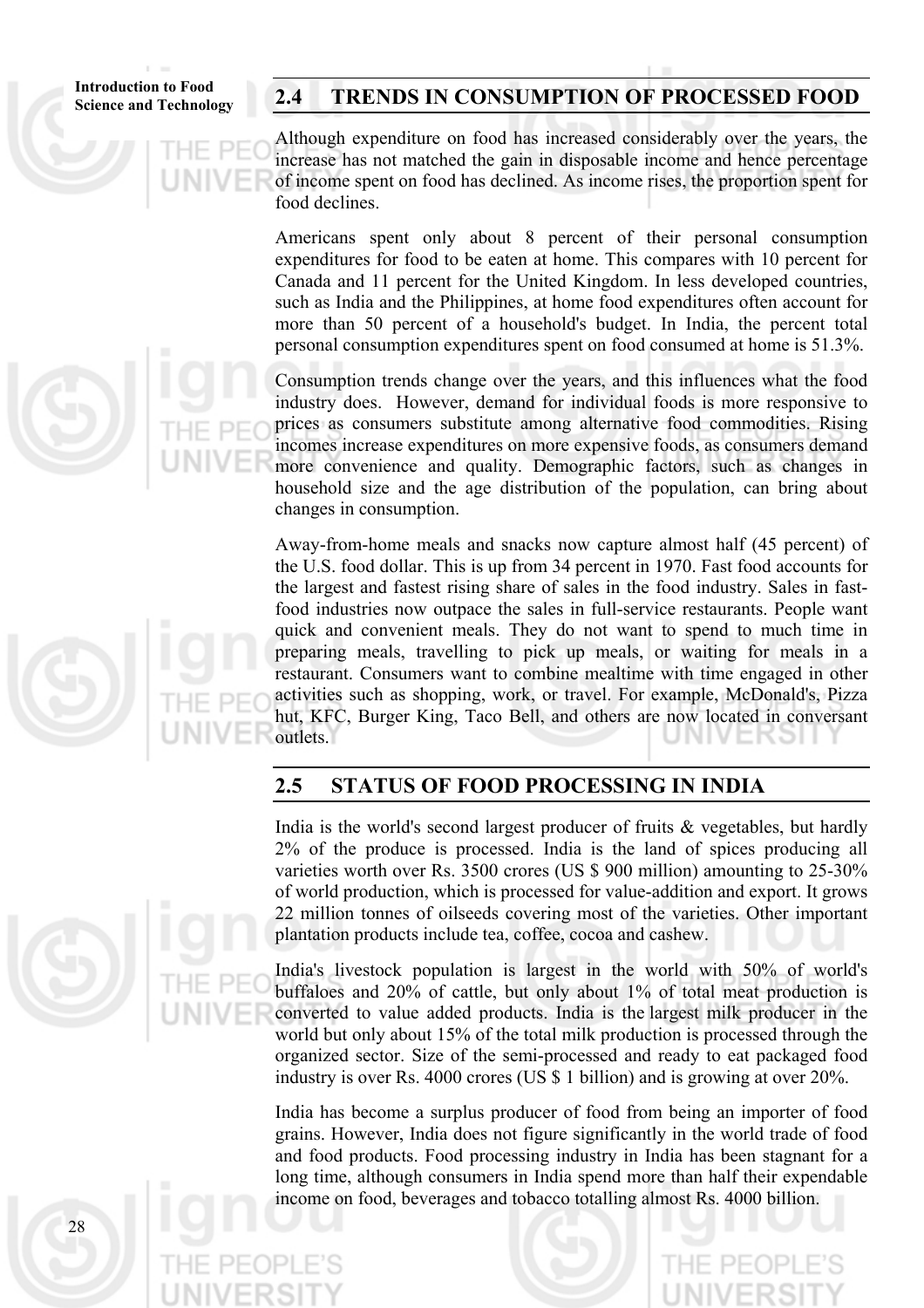## 2.4 TRENDS IN CONSUMPTION OF PROCESSED FOOD

Although expenditure on food has increased considerably over the years, the increase has not matched the gain in disposable income and hence percentage of income spent on food has declined. As income rises, the proportion spent for food declines.

Americans spent only about 8 percent of their personal consumption expenditures for food to be eaten at home. This compares with 10 percent for Canada and 11 percent for the United Kingdom. In less developed countries, such as India and the Philippines, at home food expenditures often account for more than 50 percent of a household's budget. In India, the percent total personal consumption expenditures spent on food consumed at home is 51.3%.

Consumption trends change over the years, and this influences what the food industry does. However, demand for individual foods is more responsive to prices as consumers substitute among alternative food commodities. Rising incomes increase expenditures on more expensive foods, as consumers demand more convenience and quality. Demographic factors, such as changes in household size and the age distribution of the population, can bring about changes in consumption.

Away-from-home meals and snacks now capture almost half (45 percent) of the U.S. food dollar. This is up from 34 percent in 1970. Fast food accounts for the largest and fastest rising share of sales in the food industry. Sales in fast-food industries now outpace the sales in full-service restaurants. People want quick and convenient meals. They do not want to spend to much time in preparing meals, travelling to pick up meals, or waiting for meals in a restaurant. Consumers want to combine mealtime with time engaged in other activities such as shopping, work, or travel. For example, McDonald's, Pizza hut, KFC, Burger King, Taco Bell, and others are now located in conversant outlets.

## 2.5 STATUS OF FOOD PROCESSING IN INDIA

India is the world's second largest producer of fruits & vegetables, but hardly 2% of the produce is processed. India is the land of spices producing all varieties worth over Rs. 3500 crores (US $ 900 million) amounting to 25-30% of world production, which is processed for value-addition and export. It grows 22 million tonnes of oilseeds covering most of the varieties. Other important plantation products include tea, coffee, cocoa and cashew.

India's livestock population is largest in the world with 50% of world's buffaloes and 20% of cattle, but only about 1% of total meat production is converted to value added products. India is the largest milk producer in the world but only about 15% of the total milk production is processed through the organized sector. Size of the semi-processed and ready to eat packaged food industry is over Rs. 4000 crores (US $ 1 billion) and is growing at over 20%.

India has become a surplus producer of food from being an importer of food grains. However, India does not figure significantly in the world trade of food and food products. Food processing industry in India has been stagnant for a long time, although consumers in India spend more than half their expendable income on food, beverages and tobacco totalling almost Rs. 4000 billion.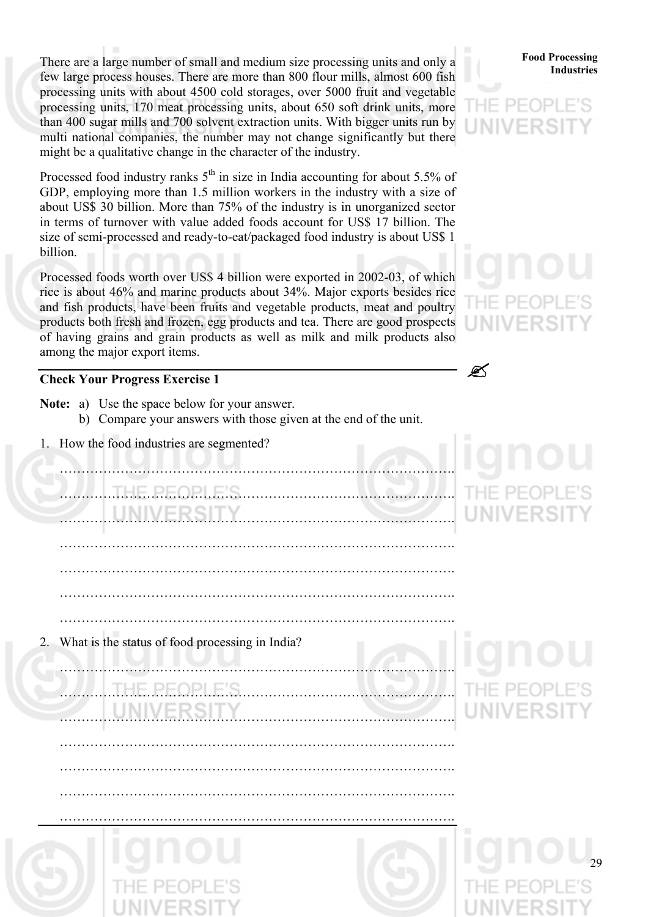There are a large number of small and medium size processing units and only a few large process houses. There are more than 800 flour mills, almost 600 fish processing units with about 4500 cold storages, over 5000 fruit and vegetable processing units, 170 meat processing units, about 650 soft drink units, more than 400 sugar mills and 700 solvent extraction units. With bigger units run by multi national companies, the number may not change significantly but there might be a qualitative change in the character of the industry.

Processed food industry ranks 5$^{th}$ in size in India accounting for about 5.5% of GDP, employing more than 1.5 million workers in the industry with a size of about US$ 30 billion. More than 75% of the industry is in unorganized sector in terms of turnover with value added foods account for US$ 17 billion. The size of semi-processed and ready-to-eat/packaged food industry is about US$ 1 billion.

Processed foods worth over US$ 4 billion were exported in 2002-03, of which rice is about 46% and marine products about 34%. Major exports besides rice and fish products, have been fruits and vegetable products, meat and poultry products both fresh and frozen, egg products and tea. There are good prospects of having grains and grain products as well as milk and milk products also among the major export items.

### Check Your Progress Exercise 1

**Note:** a) Use the space below for your answer.
b) Compare your answers with those given at the end of the unit.

1. How the food industries are segmented?

……………………………………………………………………………….

……………………………………………………………………………….

……………………………………………………………………………….

……………………………………………………………………………….

……………………………………………………………………………….

……………………………………………………………………………….

……………………………………………………………………………….

2. What is the status of food processing in India?

……………………………………………………………………………….

……………………………………………………………………………….

……………………………………………………………………………….

……………………………………………………………………………….

……………………………………………………………………………….

……………………………………………………………………………….

……………………………………………………………………………….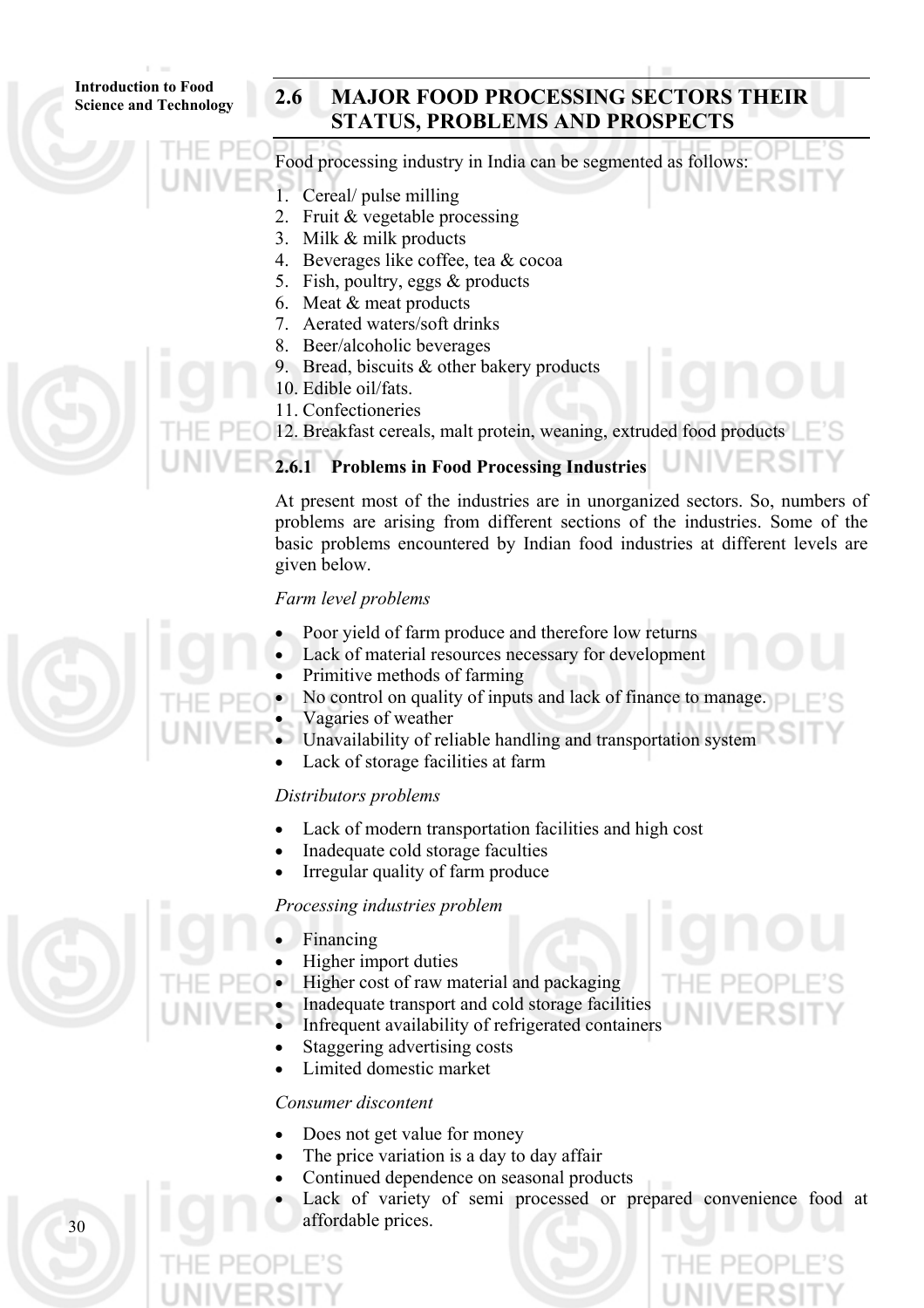## 2.6 MAJOR FOOD PROCESSING SECTORS THEIR STATUS, PROBLEMS AND PROSPECTS

Food processing industry in India can be segmented as follows:

1. Cereal/ pulse milling
2. Fruit & vegetable processing
3. Milk & milk products
4. Beverages like coffee, tea & cocoa
5. Fish, poultry, eggs & products
6. Meat & meat products
7. Aerated waters/soft drinks
8. Beer/alcoholic beverages
9. Bread, biscuits & other bakery products
10. Edible oil/fats.
11. Confectioneries
12. Breakfast cereals, malt protein, weaning, extruded food products

### 2.6.1 Problems in Food Processing Industries

At present most of the industries are in unorganized sectors. So, numbers of problems are arising from different sections of the industries. Some of the basic problems encountered by Indian food industries at different levels are given below.

*Farm level problems*

- Poor yield of farm produce and therefore low returns
- Lack of material resources necessary for development
- Primitive methods of farming
- No control on quality of inputs and lack of finance to manage.
- Vagaries of weather
- Unavailability of reliable handling and transportation system
- Lack of storage facilities at farm

*Distributors problems*

- Lack of modern transportation facilities and high cost
- Inadequate cold storage faculties
- Irregular quality of farm produce

*Processing industries problem*

- Financing
- Higher import duties
- Higher cost of raw material and packaging
- Inadequate transport and cold storage facilities
- Infrequent availability of refrigerated containers
- Staggering advertising costs
- Limited domestic market

*Consumer discontent*

- Does not get value for money
- The price variation is a day to day affair
- Continued dependence on seasonal products
- Lack of variety of semi processed or prepared convenience food at affordable prices.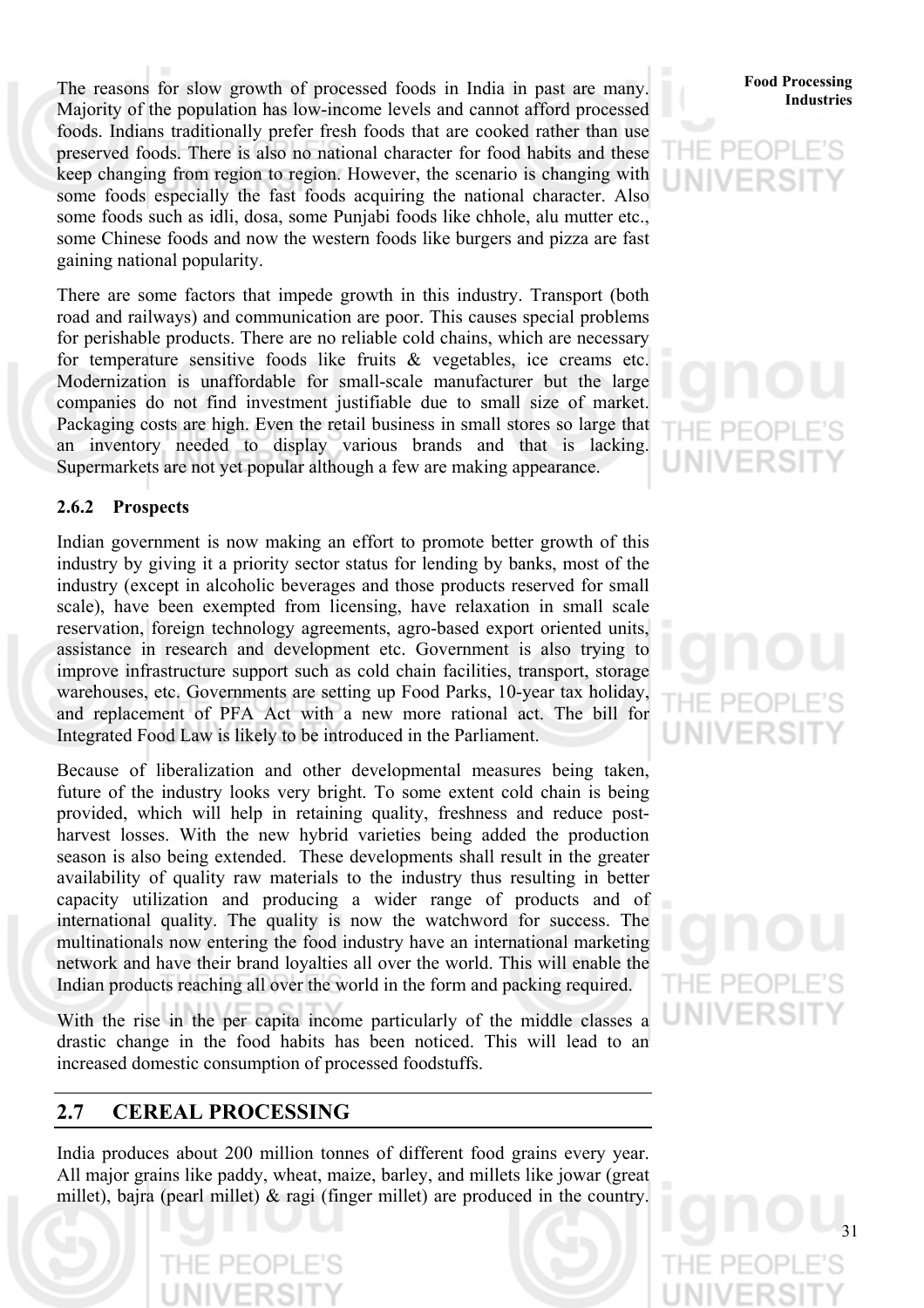The reasons for slow growth of processed foods in India in past are many. Majority of the population has low-income levels and cannot afford processed foods. Indians traditionally prefer fresh foods that are cooked rather than use preserved foods. There is also no national character for food habits and these keep changing from region to region. However, the scenario is changing with some foods especially the fast foods acquiring the national character. Also some foods such as idli, dosa, some Punjabi foods like chhole, alu mutter etc., some Chinese foods and now the western foods like burgers and pizza are fast gaining national popularity.

There are some factors that impede growth in this industry. Transport (both road and railways) and communication are poor. This causes special problems for perishable products. There are no reliable cold chains, which are necessary for temperature sensitive foods like fruits & vegetables, ice creams etc. Modernization is unaffordable for small-scale manufacturer but the large companies do not find investment justifiable due to small size of market. Packaging costs are high. Even the retail business in small stores so large that an inventory needed to display various brands and that is lacking. Supermarkets are not yet popular although a few are making appearance.

### 2.6.2 Prospects

Indian government is now making an effort to promote better growth of this industry by giving it a priority sector status for lending by banks, most of the industry (except in alcoholic beverages and those products reserved for small scale), have been exempted from licensing, have relaxation in small scale reservation, foreign technology agreements, agro-based export oriented units, assistance in research and development etc. Government is also trying to improve infrastructure support such as cold chain facilities, transport, storage warehouses, etc. Governments are setting up Food Parks, 10-year tax holiday, and replacement of PFA Act with a new more rational act. The bill for Integrated Food Law is likely to be introduced in the Parliament.

Because of liberalization and other developmental measures being taken, future of the industry looks very bright. To some extent cold chain is being provided, which will help in retaining quality, freshness and reduce post-harvest losses. With the new hybrid varieties being added the production season is also being extended. These developments shall result in the greater availability of quality raw materials to the industry thus resulting in better capacity utilization and producing a wider range of products and of international quality. The quality is now the watchword for success. The multinationals now entering the food industry have an international marketing network and have their brand loyalties all over the world. This will enable the Indian products reaching all over the world in the form and packing required.

With the rise in the per capita income particularly of the middle classes a drastic change in the food habits has been noticed. This will lead to an increased domestic consumption of processed foodstuffs.

## 2.7 CEREAL PROCESSING

India produces about 200 million tonnes of different food grains every year. All major grains like paddy, wheat, maize, barley, and millets like jowar (great millet), bajra (pearl millet) & ragi (finger millet) are produced in the country.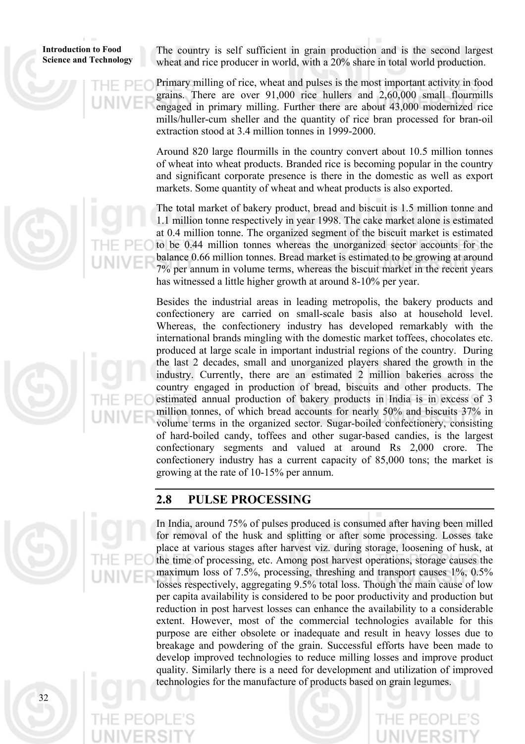The country is self sufficient in grain production and is the second largest wheat and rice producer in world, with a 20% share in total world production.

Primary milling of rice, wheat and pulses is the most important activity in food grains. There are over 91,000 rice hullers and 2,60,000 small flourmills engaged in primary milling. Further there are about 43,000 modernized rice mills/huller-cum sheller and the quantity of rice bran processed for bran-oil extraction stood at 3.4 million tonnes in 1999-2000.

Around 820 large flourmills in the country convert about 10.5 million tonnes of wheat into wheat products. Branded rice is becoming popular in the country and significant corporate presence is there in the domestic as well as export markets. Some quantity of wheat and wheat products is also exported.

The total market of bakery product, bread and biscuit is 1.5 million tonne and 1.1 million tonne respectively in year 1998. The cake market alone is estimated at 0.4 million tonne. The organized segment of the biscuit market is estimated to be 0.44 million tonnes whereas the unorganized sector accounts for the balance 0.66 million tonnes. Bread market is estimated to be growing at around 7% per annum in volume terms, whereas the biscuit market in the recent years has witnessed a little higher growth at around 8-10% per year.

Besides the industrial areas in leading metropolis, the bakery products and confectionery are carried on small-scale basis also at household level. Whereas, the confectionery industry has developed remarkably with the international brands mingling with the domestic market toffees, chocolates etc. produced at large scale in important industrial regions of the country. During the last 2 decades, small and unorganized players shared the growth in the industry. Currently, there are an estimated 2 million bakeries across the country engaged in production of bread, biscuits and other products. The estimated annual production of bakery products in India is in excess of 3 million tonnes, of which bread accounts for nearly 50% and biscuits 37% in volume terms in the organized sector. Sugar-boiled confectionery, consisting of hard-boiled candy, toffees and other sugar-based candies, is the largest confectionary segments and valued at around Rs 2,000 crore. The confectionery industry has a current capacity of 85,000 tons; the market is growing at the rate of 10-15% per annum.

## 2.8 PULSE PROCESSING

In India, around 75% of pulses produced is consumed after having been milled for removal of the husk and splitting or after some processing. Losses take place at various stages after harvest viz. during storage, loosening of husk, at the time of processing, etc. Among post harvest operations, storage causes the maximum loss of 7.5%, processing, threshing and transport causes 1%, 0.5% losses respectively, aggregating 9.5% total loss. Though the main cause of low per capita availability is considered to be poor productivity and production but reduction in post harvest losses can enhance the availability to a considerable extent. However, most of the commercial technologies available for this purpose are either obsolete or inadequate and result in heavy losses due to breakage and powdering of the grain. Successful efforts have been made to develop improved technologies to reduce milling losses and improve product quality. Similarly there is a need for development and utilization of improved technologies for the manufacture of products based on grain legumes.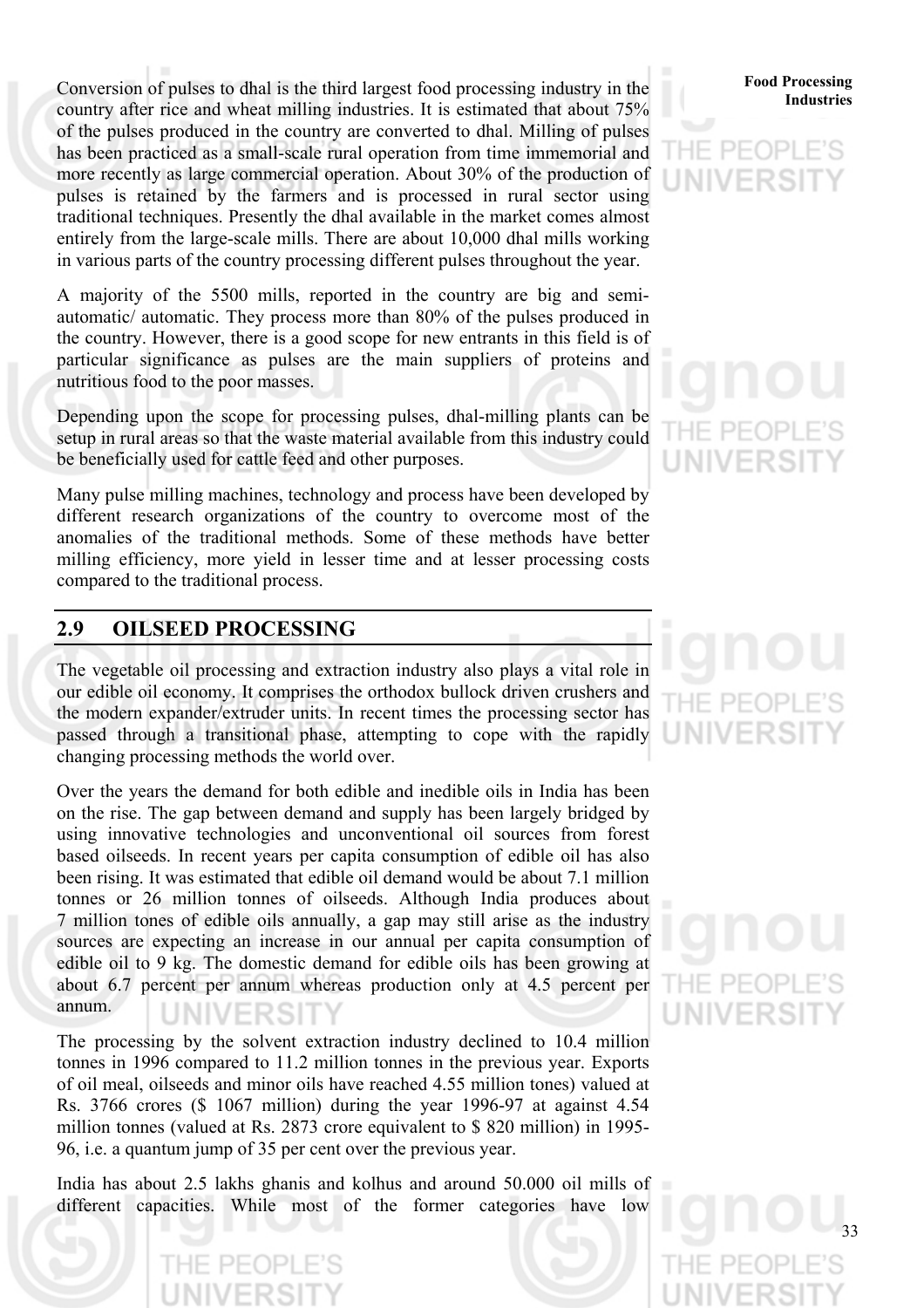Conversion of pulses to dhal is the third largest food processing industry in the country after rice and wheat milling industries. It is estimated that about 75% of the pulses produced in the country are converted to dhal. Milling of pulses has been practiced as a small-scale rural operation from time immemorial and more recently as large commercial operation. About 30% of the production of pulses is retained by the farmers and is processed in rural sector using traditional techniques. Presently the dhal available in the market comes almost entirely from the large-scale mills. There are about 10,000 dhal mills working in various parts of the country processing different pulses throughout the year.

A majority of the 5500 mills, reported in the country are big and semi-automatic/ automatic. They process more than 80% of the pulses produced in the country. However, there is a good scope for new entrants in this field is of particular significance as pulses are the main suppliers of proteins and nutritious food to the poor masses.

Depending upon the scope for processing pulses, dhal-milling plants can be setup in rural areas so that the waste material available from this industry could be beneficially used for cattle feed and other purposes.

Many pulse milling machines, technology and process have been developed by different research organizations of the country to overcome most of the anomalies of the traditional methods. Some of these methods have better milling efficiency, more yield in lesser time and at lesser processing costs compared to the traditional process.

## 2.9 OILSEED PROCESSING

The vegetable oil processing and extraction industry also plays a vital role in our edible oil economy. It comprises the orthodox bullock driven crushers and the modern expander/extruder units. In recent times the processing sector has passed through a transitional phase, attempting to cope with the rapidly changing processing methods the world over.

Over the years the demand for both edible and inedible oils in India has been on the rise. The gap between demand and supply has been largely bridged by using innovative technologies and unconventional oil sources from forest based oilseeds. In recent years per capita consumption of edible oil has also been rising. It was estimated that edible oil demand would be about 7.1 million tonnes or 26 million tonnes of oilseeds. Although India produces about 7 million tones of edible oils annually, a gap may still arise as the industry sources are expecting an increase in our annual per capita consumption of edible oil to 9 kg. The domestic demand for edible oils has been growing at about 6.7 percent per annum whereas production only at 4.5 percent per annum.

The processing by the solvent extraction industry declined to 10.4 million tonnes in 1996 compared to 11.2 million tonnes in the previous year. Exports of oil meal, oilseeds and minor oils have reached 4.55 million tones) valued at Rs. 3766 crores ($ 1067 million) during the year 1996-97 at against 4.54 million tonnes (valued at Rs. 2873 crore equivalent to $ 820 million) in 1995-96, i.e. a quantum jump of 35 per cent over the previous year.

India has about 2.5 lakhs ghanis and kolhus and around 50.000 oil mills of different capacities. While most of the former categories have low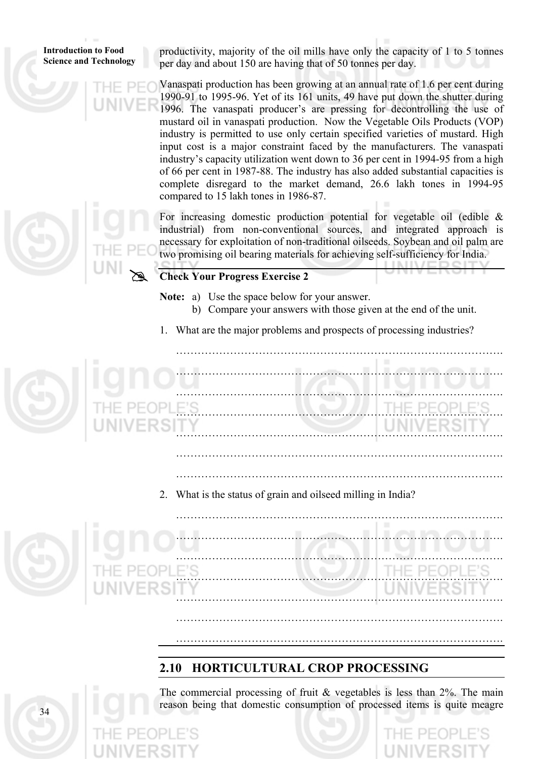productivity, majority of the oil mills have only the capacity of 1 to 5 tonnes per day and about 150 are having that of 50 tonnes per day.

Vanaspati production has been growing at an annual rate of 1.6 per cent during 1990-91 to 1995-96. Yet of its 161 units, 49 have put down the shutter during 1996. The vanaspati producer's are pressing for decontrolling the use of mustard oil in vanaspati production. Now the Vegetable Oils Products (VOP) industry is permitted to use only certain specified varieties of mustard. High input cost is a major constraint faced by the manufacturers. The vanaspati industry's capacity utilization went down to 36 per cent in 1994-95 from a high of 66 per cent in 1987-88. The industry has also added substantial capacities is complete disregard to the market demand, 26.6 lakh tones in 1994-95 compared to 15 lakh tones in 1986-87.

For increasing domestic production potential for vegetable oil (edible & industrial) from non-conventional sources, and integrated approach is necessary for exploitation of non-traditional oilseeds. Soybean and oil palm are two promising oil bearing materials for achieving self-sufficiency for India.

**Check Your Progress Exercise 2**

**Note:** a) Use the space below for your answer.
b) Compare your answers with those given at the end of the unit.

1. What are the major problems and prospects of processing industries?

……………………………………………………………………………….
……………………………………………………………………………….
……………………………………………………………………………….
……………………………………………………………………………….
……………………………………………………………………………….
……………………………………………………………………………….
……………………………………………………………………………….

2. What is the status of grain and oilseed milling in India?

……………………………………………………………………………….
……………………………………………………………………………….
……………………………………………………………………………….
……………………………………………………………………………….
……………………………………………………………………………….
……………………………………………………………………………….
……………………………………………………………………………….

## 2.10 HORTICULTURAL CROP PROCESSING

The commercial processing of fruit & vegetables is less than 2%. The main reason being that domestic consumption of processed items is quite meagre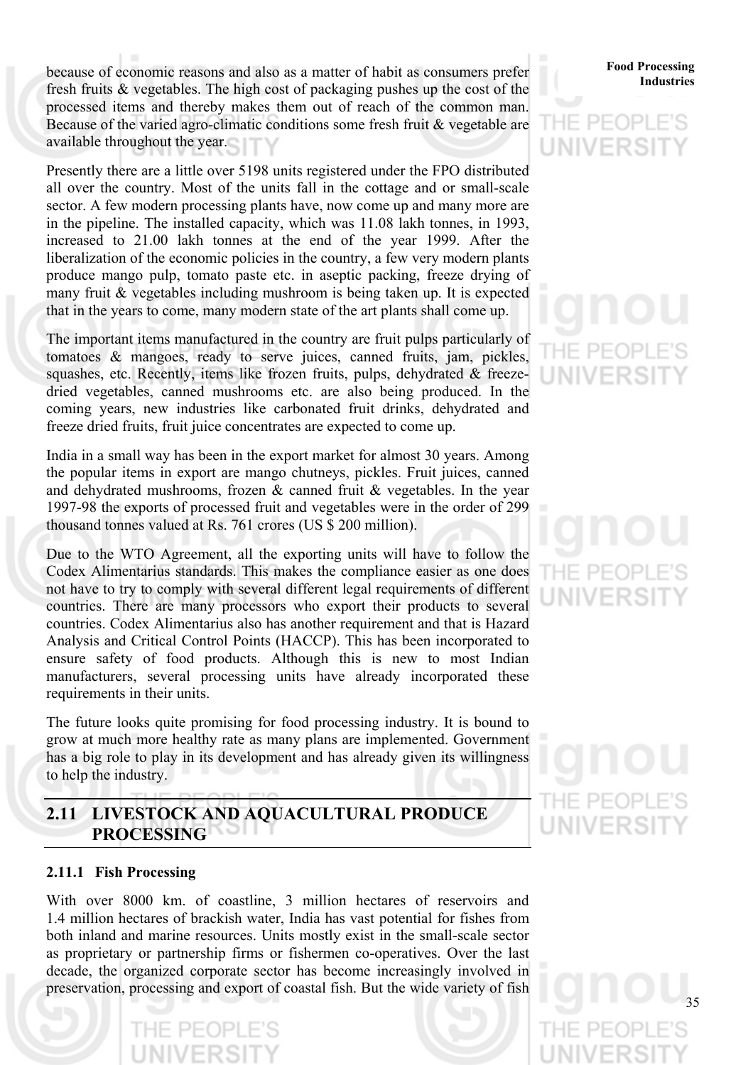because of economic reasons and also as a matter of habit as consumers prefer fresh fruits & vegetables. The high cost of packaging pushes up the cost of the processed items and thereby makes them out of reach of the common man. Because of the varied agro-climatic conditions some fresh fruit & vegetable are available throughout the year.

Presently there are a little over 5198 units registered under the FPO distributed all over the country. Most of the units fall in the cottage and or small-scale sector. A few modern processing plants have, now come up and many more are in the pipeline. The installed capacity, which was 11.08 lakh tonnes, in 1993, increased to 21.00 lakh tonnes at the end of the year 1999. After the liberalization of the economic policies in the country, a few very modern plants produce mango pulp, tomato paste etc. in aseptic packing, freeze drying of many fruit & vegetables including mushroom is being taken up. It is expected that in the years to come, many modern state of the art plants shall come up.

The important items manufactured in the country are fruit pulps particularly of tomatoes & mangoes, ready to serve juices, canned fruits, jam, pickles, squashes, etc. Recently, items like frozen fruits, pulps, dehydrated & freeze-dried vegetables, canned mushrooms etc. are also being produced. In the coming years, new industries like carbonated fruit drinks, dehydrated and freeze dried fruits, fruit juice concentrates are expected to come up.

India in a small way has been in the export market for almost 30 years. Among the popular items in export are mango chutneys, pickles. Fruit juices, canned and dehydrated mushrooms, frozen & canned fruit & vegetables. In the year 1997-98 the exports of processed fruit and vegetables were in the order of 299 thousand tonnes valued at Rs. 761 crores (US $ 200 million).

Due to the WTO Agreement, all the exporting units will have to follow the Codex Alimentarius standards. This makes the compliance easier as one does not have to try to comply with several different legal requirements of different countries. There are many processors who export their products to several countries. Codex Alimentarius also has another requirement and that is Hazard Analysis and Critical Control Points (HACCP). This has been incorporated to ensure safety of food products. Although this is new to most Indian manufacturers, several processing units have already incorporated these requirements in their units.

The future looks quite promising for food processing industry. It is bound to grow at much more healthy rate as many plans are implemented. Government has a big role to play in its development and has already given its willingness to help the industry.

## 2.11 LIVESTOCK AND AQUACULTURAL PRODUCE PROCESSING

### 2.11.1 Fish Processing

With over 8000 km. of coastline, 3 million hectares of reservoirs and 1.4 million hectares of brackish water, India has vast potential for fishes from both inland and marine resources. Units mostly exist in the small-scale sector as proprietary or partnership firms or fishermen co-operatives. Over the last decade, the organized corporate sector has become increasingly involved in preservation, processing and export of coastal fish. But the wide variety of fish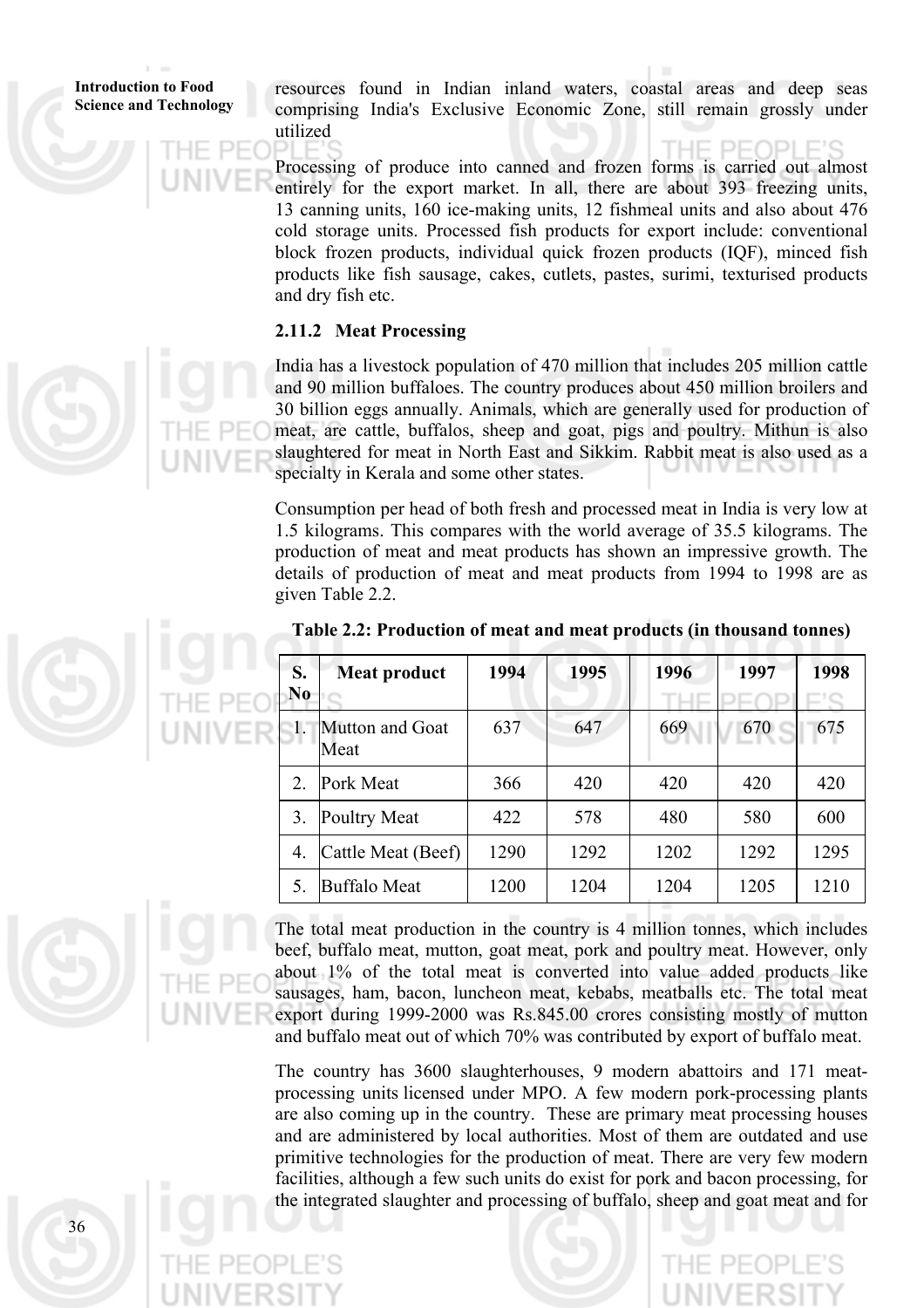resources found in Indian inland waters, coastal areas and deep seas comprising India's Exclusive Economic Zone, still remain grossly under utilized

Processing of produce into canned and frozen forms is carried out almost entirely for the export market. In all, there are about 393 freezing units, 13 canning units, 160 ice-making units, 12 fishmeal units and also about 476 cold storage units. Processed fish products for export include: conventional block frozen products, individual quick frozen products (IQF), minced fish products like fish sausage, cakes, cutlets, pastes, surimi, texturised products and dry fish etc.

### 2.11.2 Meat Processing

India has a livestock population of 470 million that includes 205 million cattle and 90 million buffaloes. The country produces about 450 million broilers and 30 billion eggs annually. Animals, which are generally used for production of meat, are cattle, buffalos, sheep and goat, pigs and poultry. Mithun is also slaughtered for meat in North East and Sikkim. Rabbit meat is also used as a specialty in Kerala and some other states.

Consumption per head of both fresh and processed meat in India is very low at 1.5 kilograms. This compares with the world average of 35.5 kilograms. The production of meat and meat products has shown an impressive growth. The details of production of meat and meat products from 1994 to 1998 are as given Table 2.2.

**Table 2.2: Production of meat and meat products (in thousand tonnes)**

| S. No | Meat product | 1994 | 1995 | 1996 | 1997 | 1998 |
|---|---|---|---|---|---|---|
| 1. | Mutton and Goat Meat | 637 | 647 | 669 | 670 | 675 |
| 2. | Pork Meat | 366 | 420 | 420 | 420 | 420 |
| 3. | Poultry Meat | 422 | 578 | 480 | 580 | 600 |
| 4. | Cattle Meat (Beef) | 1290 | 1292 | 1202 | 1292 | 1295 |
| 5. | Buffalo Meat | 1200 | 1204 | 1204 | 1205 | 1210 |

The total meat production in the country is 4 million tonnes, which includes beef, buffalo meat, mutton, goat meat, pork and poultry meat. However, only about 1% of the total meat is converted into value added products like sausages, ham, bacon, luncheon meat, kebabs, meatballs etc. The total meat export during 1999-2000 was Rs.845.00 crores consisting mostly of mutton and buffalo meat out of which 70% was contributed by export of buffalo meat.

The country has 3600 slaughterhouses, 9 modern abattoirs and 171 meat-processing units licensed under MPO. A few modern pork-processing plants are also coming up in the country. These are primary meat processing houses and are administered by local authorities. Most of them are outdated and use primitive technologies for the production of meat. There are very few modern facilities, although a few such units do exist for pork and bacon processing, for the integrated slaughter and processing of buffalo, sheep and goat meat and for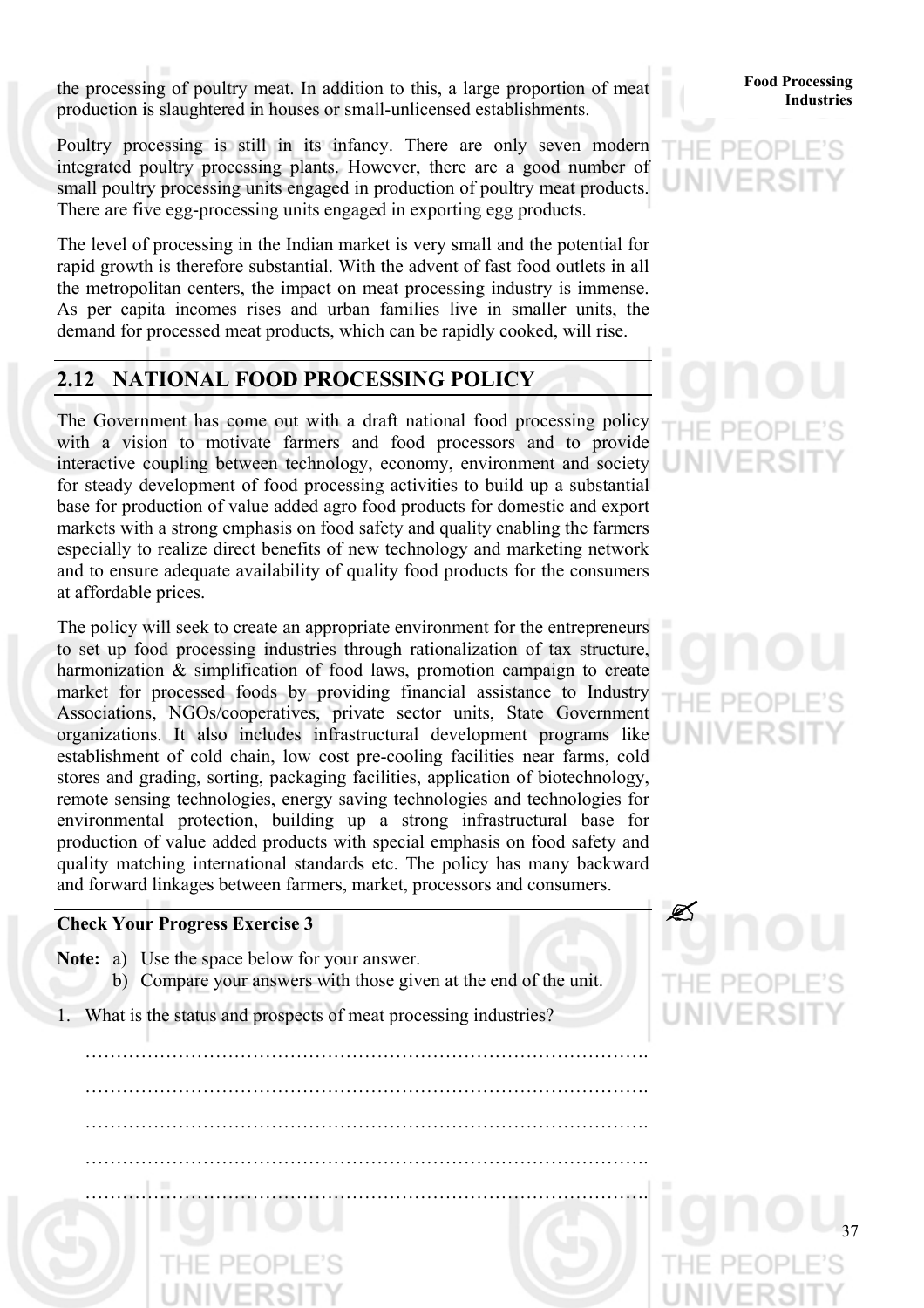the processing of poultry meat. In addition to this, a large proportion of meat production is slaughtered in houses or small-unlicensed establishments.

Poultry processing is still in its infancy. There are only seven modern integrated poultry processing plants. However, there are a good number of small poultry processing units engaged in production of poultry meat products. There are five egg-processing units engaged in exporting egg products.

The level of processing in the Indian market is very small and the potential for rapid growth is therefore substantial. With the advent of fast food outlets in all the metropolitan centers, the impact on meat processing industry is immense. As per capita incomes rises and urban families live in smaller units, the demand for processed meat products, which can be rapidly cooked, will rise.

## 2.12 NATIONAL FOOD PROCESSING POLICY

The Government has come out with a draft national food processing policy with a vision to motivate farmers and food processors and to provide interactive coupling between technology, economy, environment and society for steady development of food processing activities to build up a substantial base for production of value added agro food products for domestic and export markets with a strong emphasis on food safety and quality enabling the farmers especially to realize direct benefits of new technology and marketing network and to ensure adequate availability of quality food products for the consumers at affordable prices.

The policy will seek to create an appropriate environment for the entrepreneurs to set up food processing industries through rationalization of tax structure, harmonization & simplification of food laws, promotion campaign to create market for processed foods by providing financial assistance to Industry Associations, NGOs/cooperatives, private sector units, State Government organizations. It also includes infrastructural development programs like establishment of cold chain, low cost pre-cooling facilities near farms, cold stores and grading, sorting, packaging facilities, application of biotechnology, remote sensing technologies, energy saving technologies and technologies for environmental protection, building up a strong infrastructural base for production of value added products with special emphasis on food safety and quality matching international standards etc. The policy has many backward and forward linkages between farmers, market, processors and consumers.

**Check Your Progress Exercise 3**

**Note:** a) Use the space below for your answer.

b) Compare your answers with those given at the end of the unit.

1. What is the status and prospects of meat processing industries?

…………………………………………………………………………….

…………………………………………………………………………….

…………………………………………………………………………….

…………………………………………………………………………….

…………………………………………………………………………….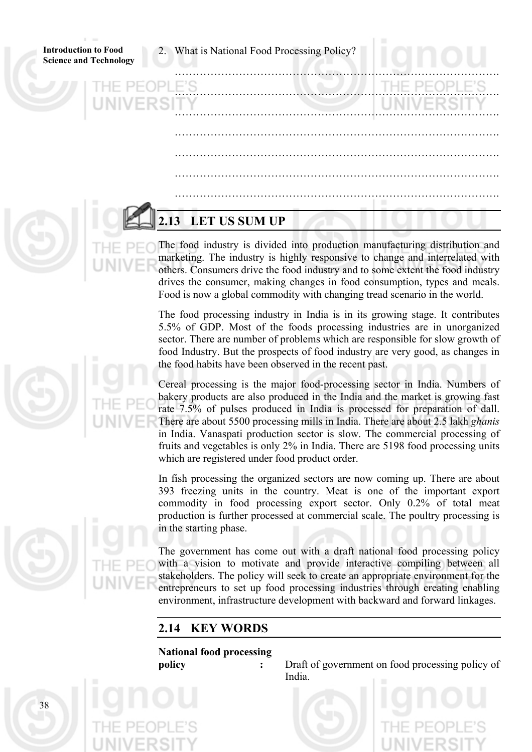2. What is National Food Processing Policy?

…………………………………………………………………………………

…………………………………………………………………………………

…………………………………………………………………………………

…………………………………………………………………………………

…………………………………………………………………………………

…………………………………………………………………………………

…………………………………………………………………………………

## 2.13 LET US SUM UP

The food industry is divided into production manufacturing distribution and marketing. The industry is highly responsive to change and interrelated with others. Consumers drive the food industry and to some extent the food industry drives the consumer, making changes in food consumption, types and meals. Food is now a global commodity with changing tread scenario in the world.

The food processing industry in India is in its growing stage. It contributes 5.5% of GDP. Most of the foods processing industries are in unorganized sector. There are number of problems which are responsible for slow growth of food Industry. But the prospects of food industry are very good, as changes in the food habits have been observed in the recent past.

Cereal processing is the major food-processing sector in India. Numbers of bakery products are also produced in the India and the market is growing fast rate 7.5% of pulses produced in India is processed for preparation of dall. There are about 5500 processing mills in India. There are about 2.5 lakh *ghanis* in India. Vanaspati production sector is slow. The commercial processing of fruits and vegetables is only 2% in India. There are 5198 food processing units which are registered under food product order.

In fish processing the organized sectors are now coming up. There are about 393 freezing units in the country. Meat is one of the important export commodity in food processing export sector. Only 0.2% of total meat production is further processed at commercial scale. The poultry processing is in the starting phase.

The government has come out with a draft national food processing policy with a vision to motivate and provide interactive compiling between all stakeholders. The policy will seek to create an appropriate environment for the entrepreneurs to set up food processing industries through creating enabling environment, infrastructure development with backward and forward linkages.

## 2.14 KEY WORDS

**National food processing policy** : Draft of government on food processing policy of India.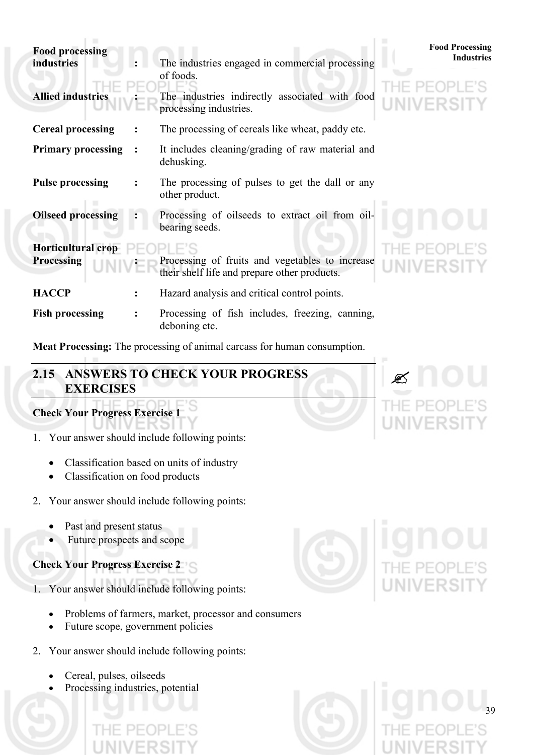**Food processing industries** : The industries engaged in commercial processing of foods.

**Allied industries** : The industries indirectly associated with food processing industries.

**Cereal processing** : The processing of cereals like wheat, paddy etc.

**Primary processing** : It includes cleaning/grading of raw material and dehusking.

**Pulse processing** : The processing of pulses to get the dall or any other product.

**Oilseed processing** : Processing of oilseeds to extract oil from oil-bearing seeds.

**Horticultural crop Processing** : Processing of fruits and vegetables to increase their shelf life and prepare other products.

**HACCP** : Hazard analysis and critical control points.

**Fish processing** : Processing of fish includes, freezing, canning, deboning etc.

**Meat Processing:** The processing of animal carcass for human consumption.

## 2.15 ANSWERS TO CHECK YOUR PROGRESS EXERCISES

**Check Your Progress Exercise 1**

1. Your answer should include following points:
   - Classification based on units of industry
   - Classification on food products

2. Your answer should include following points:
   - Past and present status
   - Future prospects and scope

**Check Your Progress Exercise 2**

1. Your answer should include following points:
   - Problems of farmers, market, processor and consumers
   - Future scope, government policies

2. Your answer should include following points:
   - Cereal, pulses, oilseeds
   - Processing industries, potential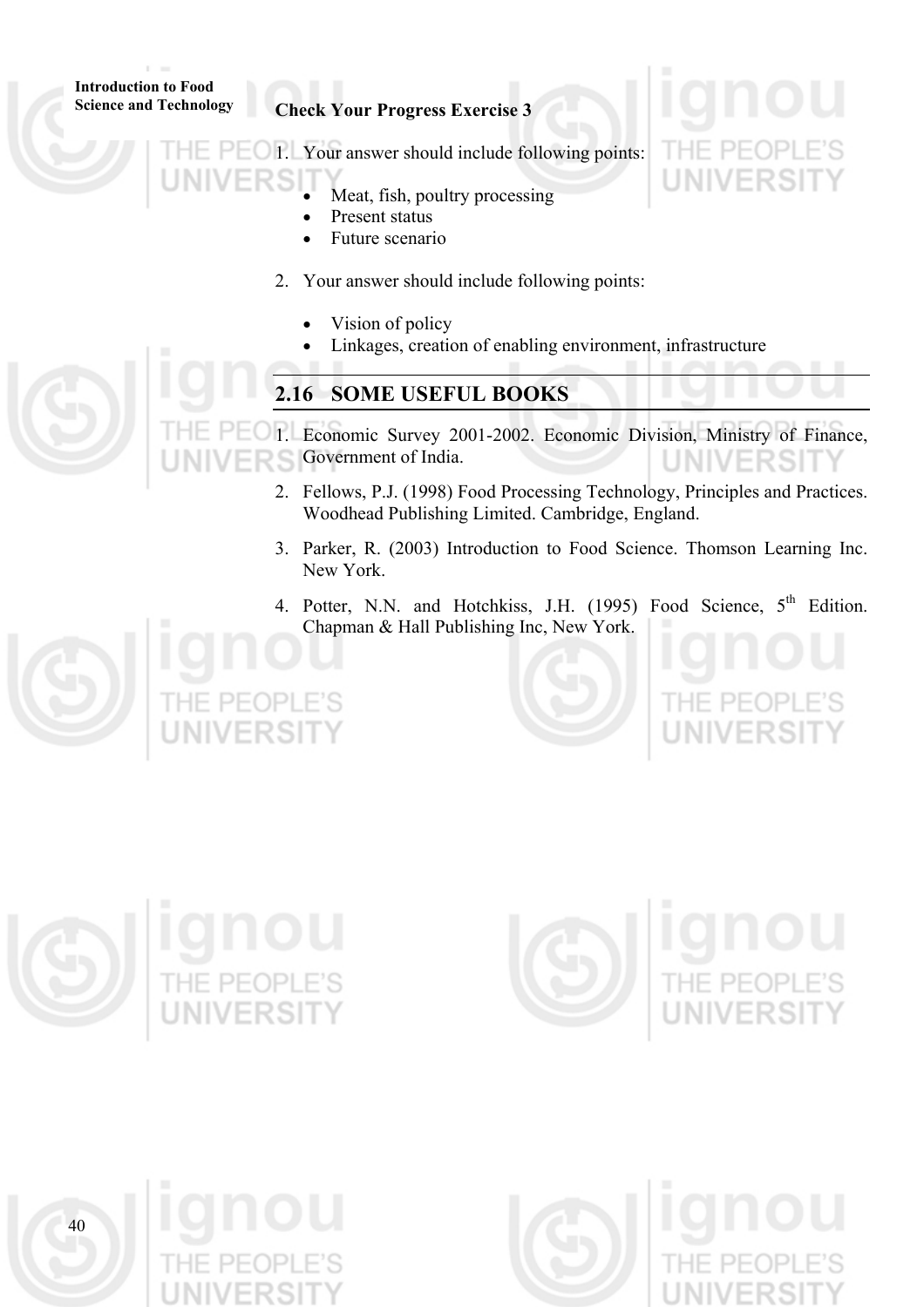**Check Your Progress Exercise 3**

1. Your answer should include following points:

    - Meat, fish, poultry processing
    - Present status
    - Future scenario

2. Your answer should include following points:

    - Vision of policy
    - Linkages, creation of enabling environment, infrastructure

## 2.16 SOME USEFUL BOOKS

1. Economic Survey 2001-2002. Economic Division, Ministry of Finance, Government of India.

2. Fellows, P.J. (1998) Food Processing Technology, Principles and Practices. Woodhead Publishing Limited. Cambridge, England.

3. Parker, R. (2003) Introduction to Food Science. Thomson Learning Inc. New York.

4. Potter, N.N. and Hotchkiss, J.H. (1995) Food Science, 5th Edition. Chapman & Hall Publishing Inc, New York.